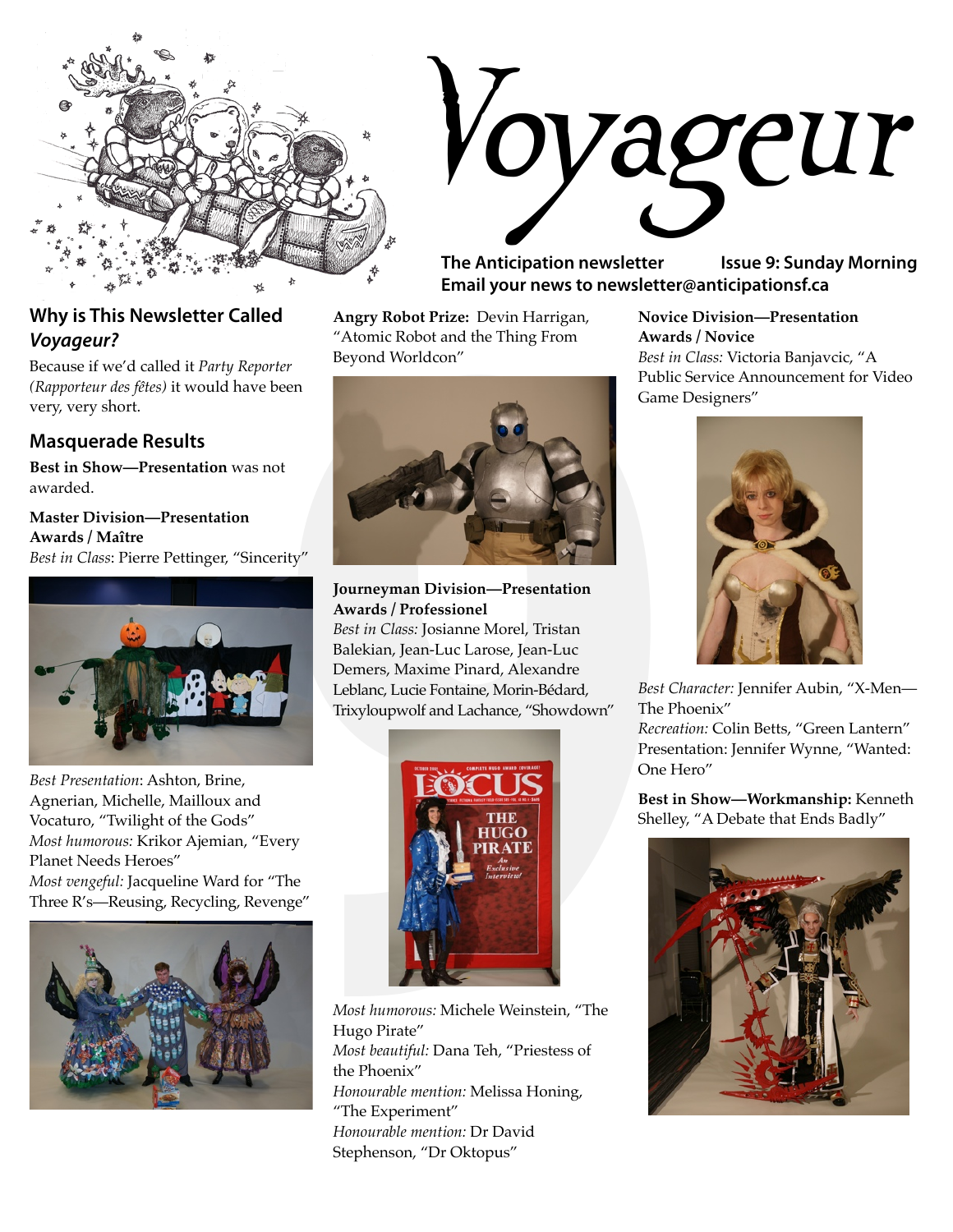# Voyageur

**The Anticipation newsletter** **Issue 9: Sunday Morning**
**Email your news to newsletter@anticipationsf.ca**

## Why is This Newsletter Called *Voyageur?*

Because if we'd called it *Party Reporter (Rapporteur des fêtes)* it would have been very, very short.

## Masquerade Results

**Best in Show—Presentation** was not awarded.

**Master Division—Presentation Awards / Maître**
*Best in Class*: Pierre Pettinger, "Sincerity"

*Best Presentation*: Ashton, Brine, Agnerian, Michelle, Mailloux and Vocaturo, "Twilight of the Gods"
*Most humorous:* Krikor Ajemian, "Every Planet Needs Heroes"
*Most vengeful:* Jacqueline Ward for "The Three R's—Reusing, Recycling, Revenge"

**Angry Robot Prize:** Devin Harrigan, "Atomic Robot and the Thing From Beyond Worldcon"

**Journeyman Division—Presentation Awards / Professionel**
*Best in Class:* Josianne Morel, Tristan Balekian, Jean-Luc Larose, Jean-Luc Demers, Maxime Pinard, Alexandre Leblanc, Lucie Fontaine, Morin-Bédard, Trixyloupwolf and Lachance, "Showdown"

*Most humorous:* Michele Weinstein, "The Hugo Pirate"
*Most beautiful:* Dana Teh, "Priestess of the Phoenix"
*Honourable mention:* Melissa Honing, "The Experiment"
*Honourable mention:* Dr David Stephenson, "Dr Oktopus"

**Novice Division—Presentation Awards / Novice**
*Best in Class:* Victoria Banjavcic, "A Public Service Announcement for Video Game Designers"

*Best Character:* Jennifer Aubin, "X-Men—The Phoenix"
*Recreation:* Colin Betts, "Green Lantern"
Presentation: Jennifer Wynne, "Wanted: One Hero"

**Best in Show—Workmanship:** Kenneth Shelley, "A Debate that Ends Badly"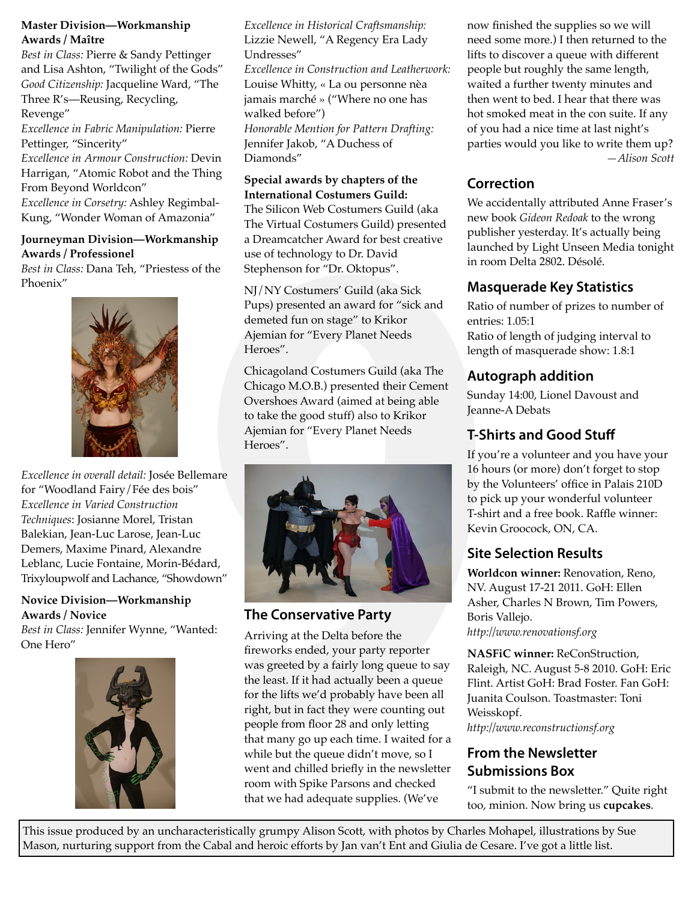**Master Division—Workmanship Awards / Maître**

*Best in Class:* Pierre & Sandy Pettinger and Lisa Ashton, "Twilight of the Gods"
*Good Citizenship:* Jacqueline Ward, "The Three R's—Reusing, Recycling, Revenge"
*Excellence in Fabric Manipulation:* Pierre Pettinger, "Sincerity"
*Excellence in Armour Construction:* Devin Harrigan, "Atomic Robot and the Thing From Beyond Worldcon"
*Excellence in Corsetry:* Ashley Regimbal-Kung, "Wonder Woman of Amazonia"

**Journeyman Division—Workmanship Awards / Professionel**

*Best in Class:* Dana Teh, "Priestess of the Phoenix"

*Excellence in overall detail:* Josée Bellemare for "Woodland Fairy/Fée des bois"
*Excellence in Varied Construction Techniques*: Josianne Morel, Tristan Balekian, Jean-Luc Larose, Jean-Luc Demers, Maxime Pinard, Alexandre Leblanc, Lucie Fontaine, Morin-Bédard, Trixyloupwolf and Lachance, "Showdown"

**Novice Division—Workmanship Awards / Novice**

*Best in Class:* Jennifer Wynne, "Wanted: One Hero"

*Excellence in Historical Craftsmanship:* Lizzie Newell, "A Regency Era Lady Undresses"
*Excellence in Construction and Leatherwork:* Louise Whitty, « La ou personne nèa jamais marché » ("Where no one has walked before")
*Honorable Mention for Pattern Drafting:* Jennifer Jakob, "A Duchess of Diamonds"

**Special awards by chapters of the International Costumers Guild:**
The Silicon Web Costumers Guild (aka The Virtual Costumers Guild) presented a Dreamcatcher Award for best creative use of technology to Dr. David Stephenson for "Dr. Oktopus".

NJ/NY Costumers' Guild (aka Sick Pups) presented an award for "sick and demeted fun on stage" to Krikor Ajemian for "Every Planet Needs Heroes".

Chicagoland Costumers Guild (aka The Chicago M.O.B.) presented their Cement Overshoes Award (aimed at being able to take the good stuff) also to Krikor Ajemian for "Every Planet Needs Heroes".

## The Conservative Party

Arriving at the Delta before the fireworks ended, your party reporter was greeted by a fairly long queue to say the least. If it had actually been a queue for the lifts we'd probably have been all right, but in fact they were counting out people from floor 28 and only letting that many go up each time. I waited for a while but the queue didn't move, so I went and chilled briefly in the newsletter room with Spike Parsons and checked that we had adequate supplies. (We've now finished the supplies so we will need some more.) I then returned to the lifts to discover a queue with different people but roughly the same length, waited a further twenty minutes and then went to bed. I hear that there was hot smoked meat in the con suite. If any of you had a nice time at last night's parties would you like to write them up?

*—Alison Scott*

## Correction

We accidentally attributed Anne Fraser's new book *Gideon Redoak* to the wrong publisher yesterday. It's actually being launched by Light Unseen Media tonight in room Delta 2802. Désolé.

## Masquerade Key Statistics

Ratio of number of prizes to number of entries: 1.05:1
Ratio of length of judging interval to length of masquerade show: 1.8:1

## Autograph addition

Sunday 14:00, Lionel Davoust and Jeanne-A Debats

## T-Shirts and Good Stuff

If you're a volunteer and you have your 16 hours (or more) don't forget to stop by the Volunteers' office in Palais 210D to pick up your wonderful volunteer T-shirt and a free book. Raffle winner: Kevin Groocock, ON, CA.

## Site Selection Results

**Worldcon winner:** Renovation, Reno, NV. August 17-21 2011. GoH: Ellen Asher, Charles N Brown, Tim Powers, Boris Vallejo.
*http://www.renovationsf.org*

**NASFiC winner:** ReConStruction, Raleigh, NC. August 5-8 2010. GoH: Eric Flint. Artist GoH: Brad Foster. Fan GoH: Juanita Coulson. Toastmaster: Toni Weisskopf.
*http://www.reconstructionsf.org*

## From the Newsletter Submissions Box

"I submit to the newsletter." Quite right too, minion. Now bring us **cupcakes**.

This issue produced by an uncharacteristically grumpy Alison Scott, with photos by Charles Mohapel, illustrations by Sue Mason, nurturing support from the Cabal and heroic efforts by Jan van't Ent and Giulia de Cesare. I've got a little list.